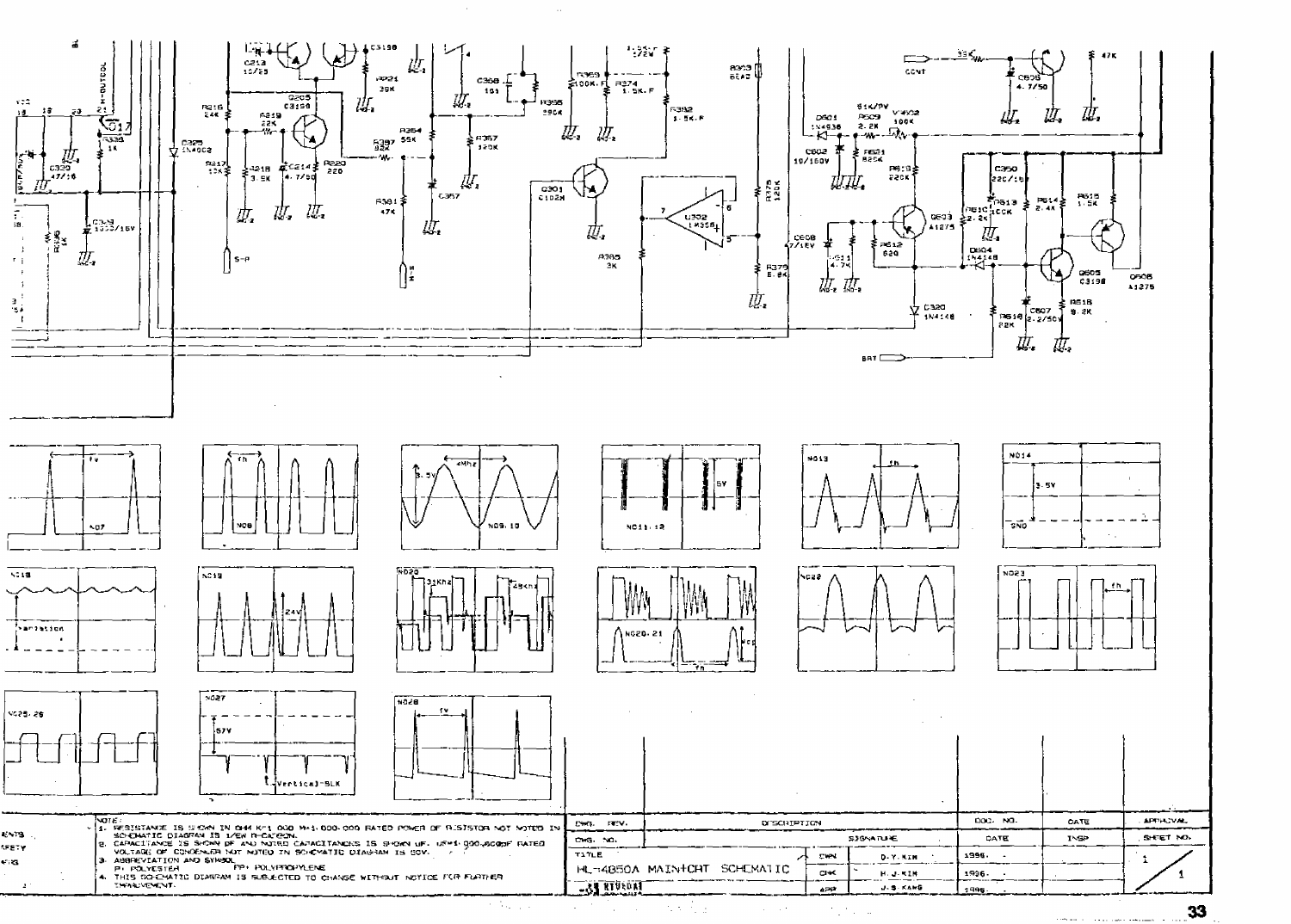NOTE:
1. RESISTANCE IS SHOWN IN OHM K=1 000 M=1 000 000 RATED POWER OF RESISTOR NOT NOTED IN SCHEMATIC DIAGRAM IS 1/6W R-CARBON.
2. CAPACITANCE IS SHOWN PF AND NOTED CAPACITANCES IS SHOWN uF. uF=1 000 000pF RATED VOLTAGE OF CONDENSER NOT NOTED IN SCHEMATIC DIAGRAM IS 50V.
3. ABBREVIATION AND SYMBOL
   P: POLYESTER  PP: POLYPROPYLENE
4. THIS SCHEMATIC DIAGRAM IS SUBJECTED TO CHANGE WITHOUT NOTICE FOR FURTHER IMPROVEMENT.

| DWG. REV. | DESCRIPTION | | | DOC. NO. | DATE | APPROVAL |
|---|---|---|---|---|---|---|
| DWG. NO. | | SIGNATURE | | DATE | INSP | SHEET NO. |
| TITLE | | DWN | D.Y.KIM | 1996. | | 1 / 1 |
| HL-4850A MAIN+CRT SCHEMATIC | | CHK | H.J.KIM | 1996. | | |
| HYUNDAI | | APP | J.S.KANG | 1996. | | |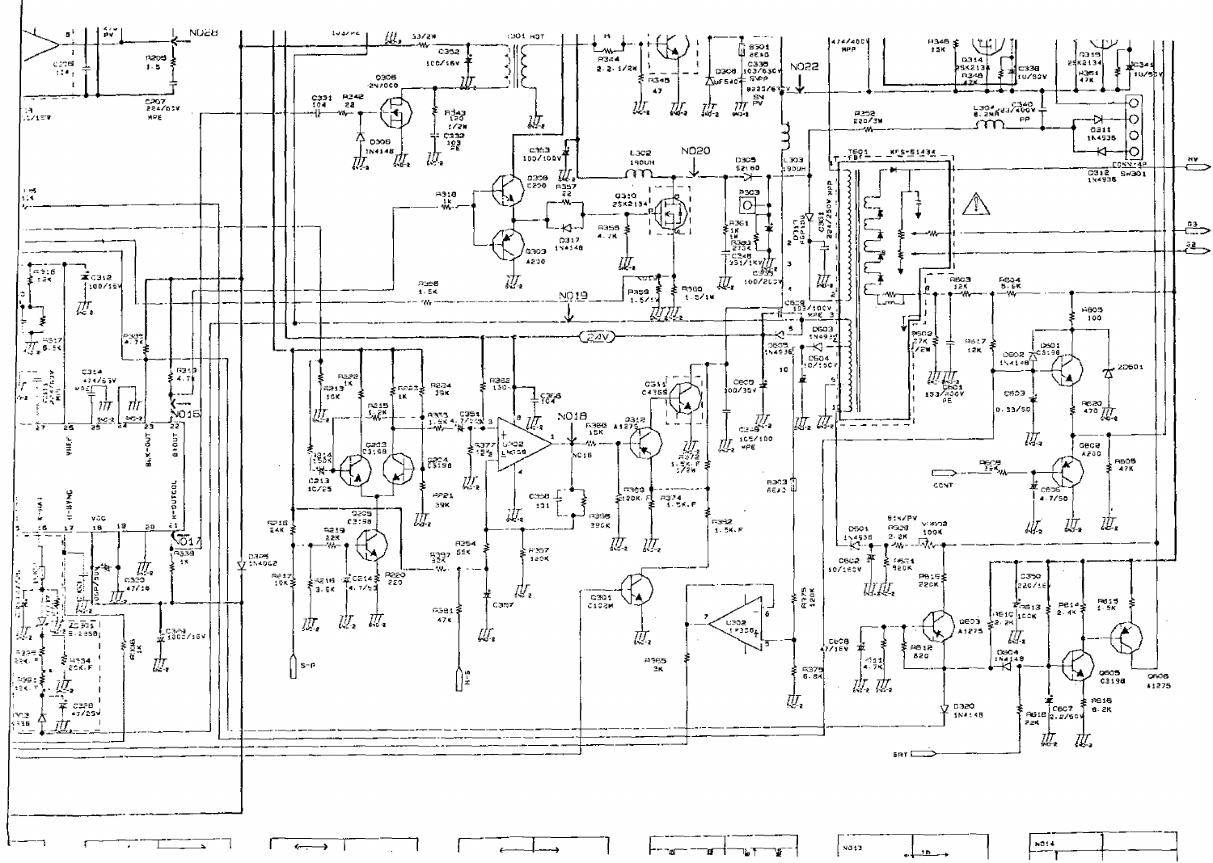N028

N022

N020

N019

N018

N017

N015

24V

T601 FBT KFS-61434

HV

CONN-4P

SW301

CONT

BRT

S-P

H-S

VREF

BLK-OUT

B1OUT

H-OUTCOL

H-SYNC

VCC

U302 LM358

U302 LM358

Q306 2N7000

Q308 C200

Q303 A200

Q310 2SK2134

Q311 C4358

Q312 A1275

Q301 C1284

Q203 C3198

Q204 C3198

Q205 C3198

Q314 2SK2134

Q315 2SK2134

Q601 C3198

Q602 A200

Q603 A1275

Q605 C3198

Q606 A1275

L302 180UH

L303 180UH

L304 6.2MH

T301 HOT

D305 SE1.60

D306 1N4148

D317 1N4148

D326 1N4002

D311 1N4936

D312 1N4936

D320 1N4148

D601 1N4936

D603 1N4936

D604 1N4148

D605 1N4936

ZD601

VR602 100K

N013

N014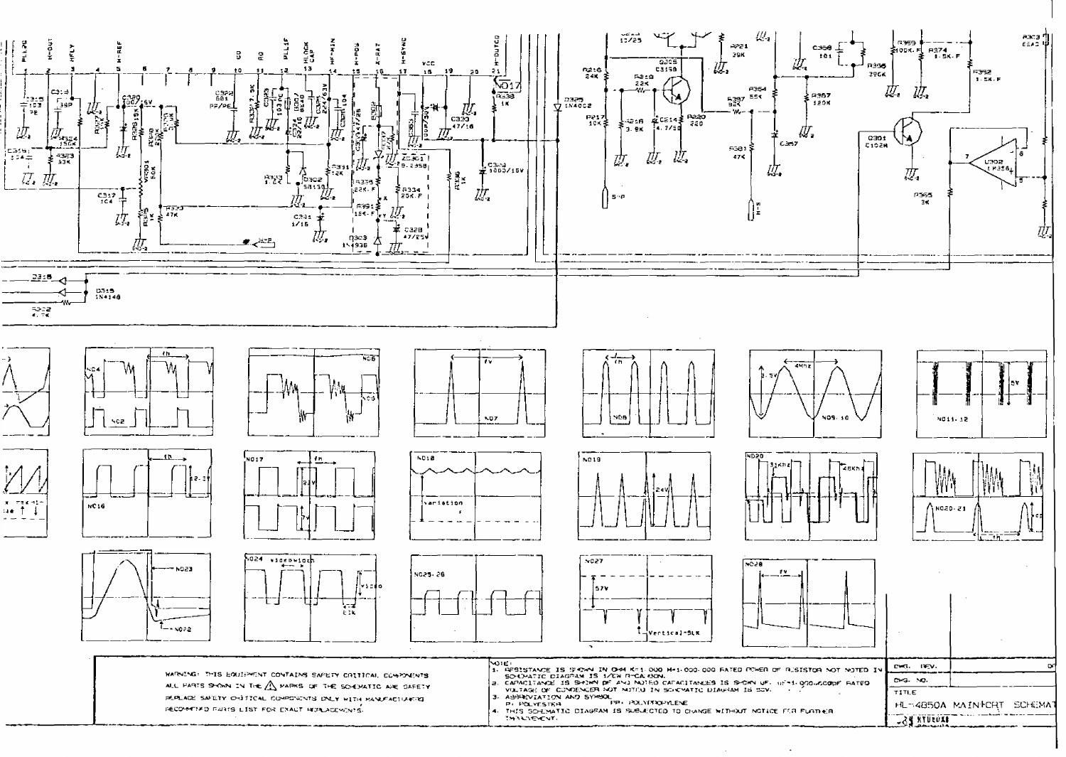WARNING: THIS EQUIPMENT CONTAINS SAFETY CRITICAL COMPONENTS. ALL PARTS SHOWN IN THE ⚠ MARKS OF THE SCHEMATIC ARE SAFETY. REPLACE SAFETY CRITICAL COMPONENTS ONLY WITH MANUFACTURERS RECOMMENDED PARTS LIST FOR EXACT REPLACEMENTS.

NOTE:

1. RESISTANCE IS SHOWN IN OHM K=1,000 M=1,000,000 RATED POWER OF RESISTOR NOT NOTED IN SCHEMATIC DIAGRAM IS 1/6W R-CARBON.
2. CAPACITANCE IS SHOWN OF AND NOTED CAPACITANCES IS SHOWN UF. UF=1,000,000PF RATED VOLTAGE OF CONDENSER NOT NOTED IN SCHEMATIC DIAGRAM IS 50V.
3. ABBREVIATION AND SYMBOL
   P: POLYESTER PP: POLYPROPYLENE
4. THIS SCHEMATIC DIAGRAM IS SUBJECTED TO CHANGE WITHOUT NOTICE FOR FURTHER IMPROVEMENT.

| DWG. REV. | |
|---|---|
| DWG. NO. | |
| TITLE | HL-4850A MAIN+CRT SCHEMATIC |
| | HYUNDAI |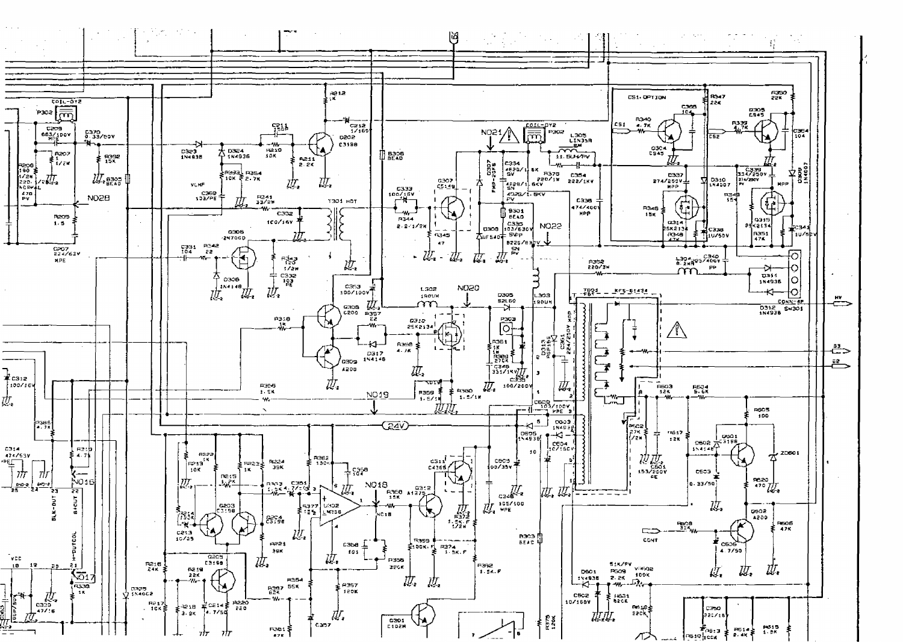COIL-DY2
P302
C209 683/100V MPE
C370 0.33/50V
R207 1 1/2W
R392 15K
R206 180 1/2W 220 1/2W NORMAL 470 PV
R305 BEAD
R205 1.5
C207 224/63V MPE
N028
D323 1N4936
D324 1N4936
R333 10K
R354 2.7K
VLMF
C369 103/PE
C211 150P
R210 10K
R211 2.2K
R212 1K
C212 1/160
Q202 C3198
R306 BEAD
R341 33/2W
C352 100/16V
T301 HDT
Q306 2N7000
C331 104
R342 22
R343 120 1/2W
C332 103 PE
D306 1N4148
C333 100/16V
R344 2.2 1/2W
Q307 C5149
R345 47
N021
D307 FMP-2GF8
C334 472G/1.6KV 422G/1.6KV 402G/1.5KV PV
COIL-DY2 P302
L305 LIN35R 11.5UH/PV
R376 220/1W
C354 222/1KV
B301 BEAD
C335 103/630V SVPP 822G/630V SN PV
D308 UF5404
N022
C336 474/400V MPP
CS1 OPTION
C365 104
R340 4.7K
Q304 C945
CS1
CS2
R347 22K
R339 4.7K
Q305 C945
R350 22K
C364 104
C337 274/250V MPP
C339 334/250V 214/250V PV
MPP
D310 1N4007
D309 1N4007
R346 15K
Q314 2SK2134
R348 47K
C338 1U/50V
R349 15K
Q315 2SK2134
R351 47K
C341 1U/50V
R352 220/2W
L304 8.2MH
C340 225/400V PP
D311 1N4936
CONN-4P SW301
D312 1N4936
HV
C353 100/100V
Q308 C200
R318 1K
R357 22
Q309 A200
D317 1N4148
L302 190UH
N020
Q310 2SK2134
R358 4.7K
D305 B2L60
P303
L303 190UH
R361 1K 1W
R369 270K
C346 331/1KV
C336 100/200V
D313 RGF1G
C361 224/250V MPP
T601 FBT KFS-E1434
E3
E2
R356 1.5K
N019
R359 1.5/1W
R360 1.5/1W
C600 103/100V MPE
24V
D605 1N4936
D603 1N4002
C604 10/160V
C605 100/35V
C348 105/100 MPE
R603 12K
R604 5.6K
R605 100
R602 27K 1/2W
R617 12K
C601 153/200V PE
D602 1N4148
Q601 C3198
ZD601
C603 0.33/50
R620 470
Q602 A200
R608 33K
CONT
C606 4.7/50
R606 47K
C312 100/16V
R385 4.7K
C314 474/63V
R219 4.7K
N016
BLK-OUT
B-OUT
H-OUTCOL
VCC
N017
R338 1K
C320 47/16
R222 1K
R213 10K
R214 1.5K
C213 10/25
R215 1.2K
Q203 C3198
R223 1K
R224 39K
R363 1.4K
C351 4.7/50
Q224 C3198
R221 39K
R362 130K
C358 104
U402 LM358
N018
R368 15K
R377 12K
C368 101
R355 220K
Q311 C4368
Q312 A1275
R372 1.5K F 1/2W
R359 100K F
R374 1.5K F
R392 1.5K F
R303 BEAD
R216 24K
Q205 C3198
R219 22K
R217 10K
R218 3.2K
C214 4.7/50
R220 220
D325 1N4002
R367 82K
R354 55K
R357 120K
C357
R361 47K
Q301 C1024
R375 120K
D601 1N4936
R609 2.2K
R651 820K
C602 10/160V
51K/PV
VR602 100K
R612 220K
C350 22/16V
R610 C604
R614 2.4K
R615 1.8K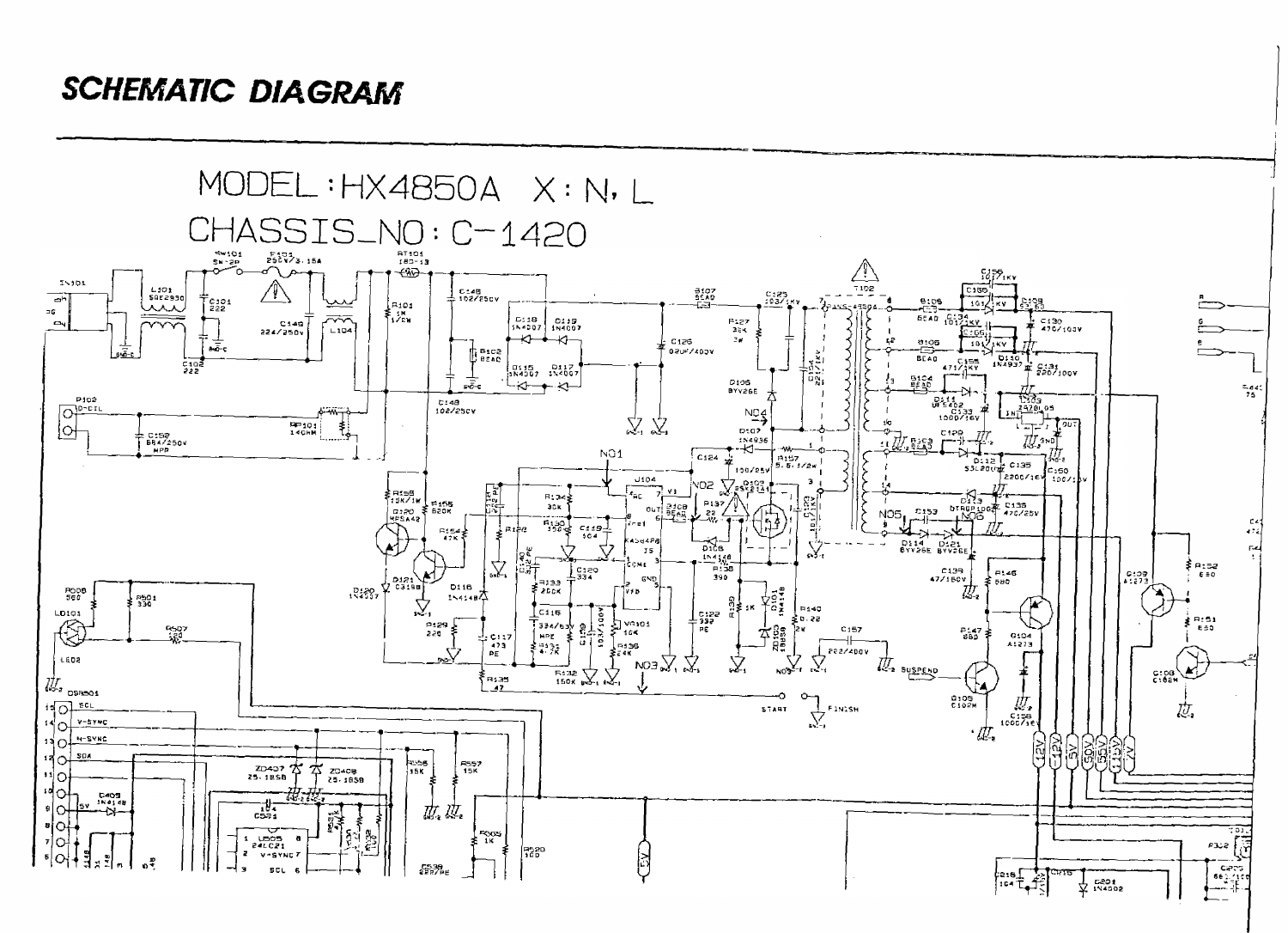# SCHEMATIC DIAGRAM

MODEL : HX4850A X : N, L

CHASSIS_NO : C-1420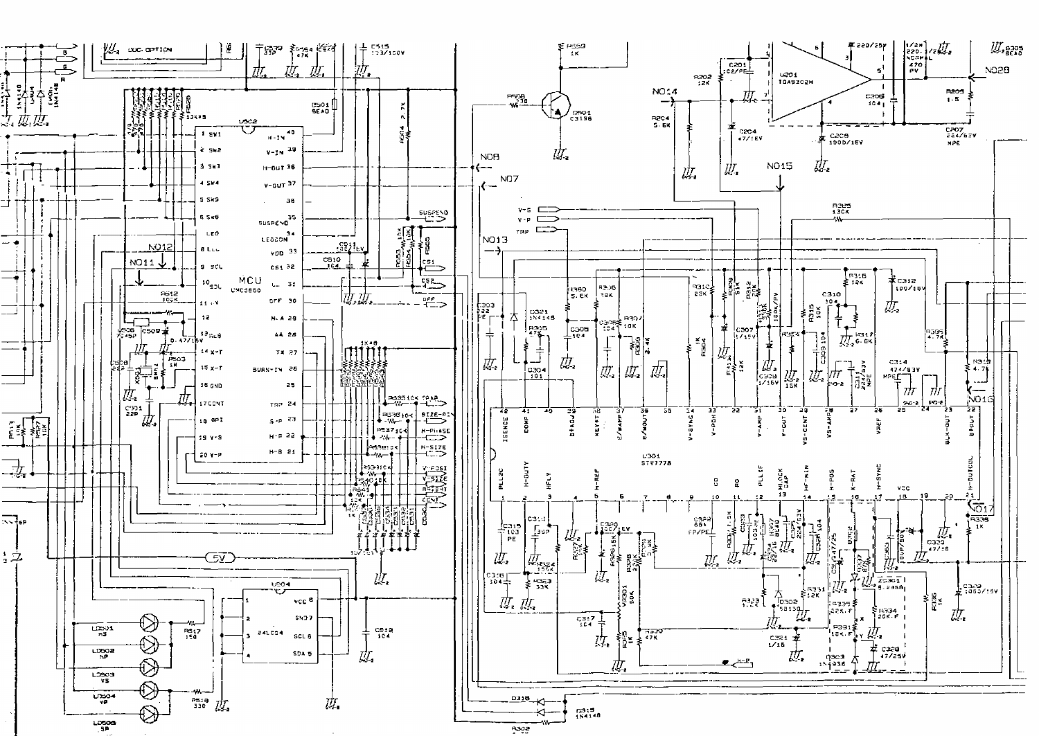MCU
U502
UMC5860

1 SW1
2 SW2
3 SW3
4 SW4
5 SW5
6 SW6
LED
8 LLL
9 SCL
10 SDL
11 IX
12
13 RLS
14 X-T
15 X-T
16 GND
17 CONT
18 BPI
19 V-S
20 V-P

H-IN 40
V-IN 39
H-OUT 38
V-OUT 37
36
SUSPEND 35
LEDCON 34
VDD 33
CS1 32
CL 31
OFF 30
N.A 29
AA 28
TX 27
BURN-IN 26
25
TRP 24
S-P 23
H-P 22
H-S 21

U504
24LC04

VCC 8
GND 7
SCL 6
SDA 5

LD501 HS
LD502 HP
LD503 VS
LD504 VP
LD505 SP

U301
STV7778

42 ISENSE
41 COMP
40
39 B+ADJ
38 KEY+T
37 E/WAMP
36 E/WOUT
35
34 V-SYNC
33 V-POS
32
31 V-AMP
30 V-OUT
29 VS-CENT
28 VS-AMP
27
26 VREF
25
24
23 BLK-OUT
22 VOUT-D

1 PLL2C
2 H-DUTY
3 HFLY
4
5 H-REF
6
7
8
9 C0
10 R0
11 PLL1F
12 HLOCK CAP
13 HF-MIN
14 H-POS
15 X-RAY
16 H-SYNC
17
18 VCC
19
20
21 H-OUTCOL

U201
TDA9302H

Q501
C3198

SUSPEND
CS1
CS2
OFF
TRAP
SIZE-P
H-PHASE
H-SIZE
V-POSI
V-SIZE
BRIGHT
CONT

5V

V-S
V-P
TRP

NO7
NO8
NO11
NO12
NO13
NO14
NO15
NO16
NO17
NO28

OSC OPTION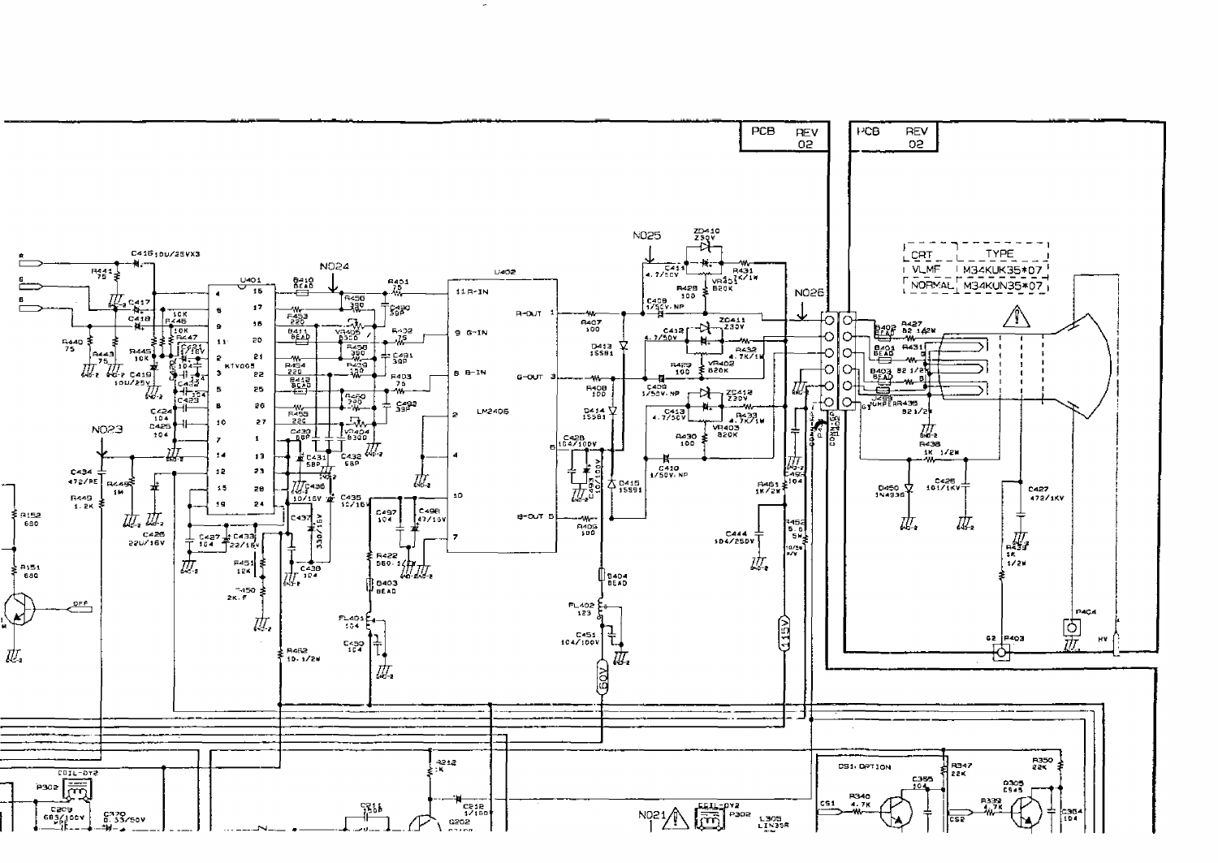PCB REV 02

PCB REV 02

| CRT | TYPE |
| --- | --- |
| VLMF | M34KUK35*07 |
| NORMAL | M34KUN35*07 |

N023

N024

N025

N026

N021

U401

KTV005

U402

LM2405

11 R-IN

9 G-IN

8 B-IN

R-OUT 1

G-OUT 3

B-OUT 5

C416 10U/25VX3

R441 75

C417

C418

R446 10K

R447 10K

R440 75

R443 75

R445 10K

C419 10U/25V

C421 1/16V

C422 104

C423

C424 104

C425 104

C434 472/PE

R448 1M

R449 1.2K

R152 680

R151 680

OFF

C426 22U/16V

C427 104

C433 22/16V

R451 12K

R450 2K.F

B410 BEAD

R453 220

B411 BEAD

R454 220

B412 BEAD

R455 220

R456 390

VR405 B500

R458 390

R459 180

R460 390

VR404 B500

C439 68P

C431 68P

C432 68P

C436 10/16V

C435 10/16V

C437 330/16V

C438 104

R462 10-1/2W

R401 75

C430 39P

R402 75

C491 39P

R403 75

C492 39P

C497 104

C498 47/16V

R422 560-1/2W

B403 BEAD

FL401 104

C450 104

R407 100

R408 100

R406 100

D413 1SS81

D414 1SS81

D415 1SS81

C428 104/100V

C429 10/100V

B404 BEAD

FL402 123

C451 104/100V

60V

ZD410 Z30V

C414 4.7/50V

R431 4.7K/1W

VR401 B20K

R428 100

C459 1/50V.NP

ZD411 Z30V

C412 4.7/50V

R432 4.7K/1W

VR402 B20K

R429 100

C409 1/50V.NP

ZD412 Z30V

C413 4.7/50V

R433 4.7K/1W

VR403 B20K

R430 100

C410 1/50V.NP

R461 1K/2W

C449 104

C444 104/250V

R452 5.6 5W

115V

B402 BEAD

R427 82 1/2W

B401 BEAD

R431

B403 82 1/2W

BEAD

JUMPER

R436 82 1/2W

R438 1K 1/2W

D450 1N4936

C426 101/1KV

C427 472/1KV

R433 1K 1/2W

G2 R403

P404

HV

COIL-DY2

P302

C209 683/100V

C370 0.33/50V

R212 1K

C211 150P

C512 1/160V

Q202

COIL-DY2 P302

L305 LIN35R

CS1: OPTION

C355 104

R347 22K

R350 22K

R340 4.7K

CS1

CS2

R339 4.7K

Q305 C545

C354 104